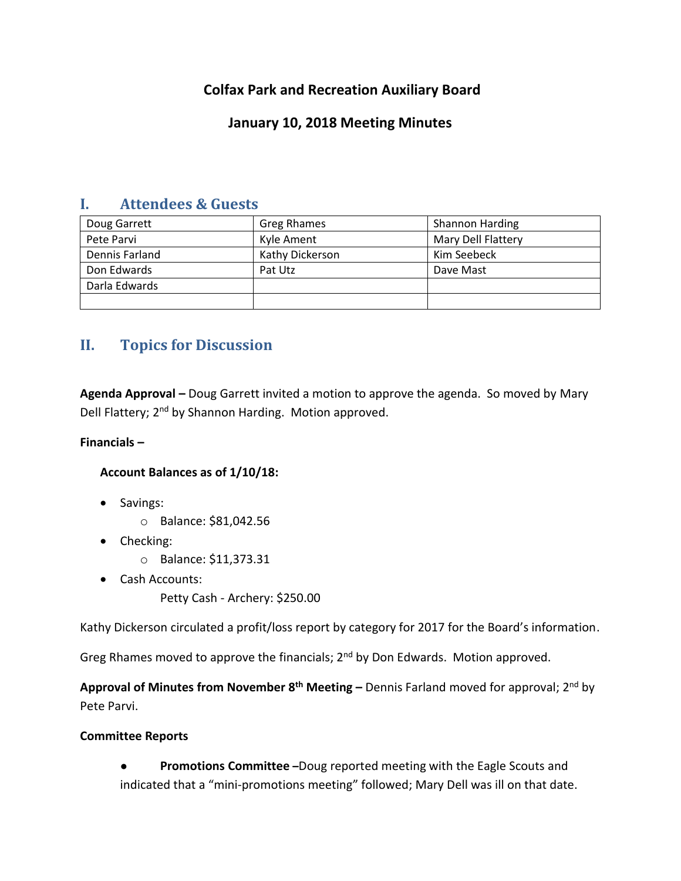# Colfax Park and Recreation Auxiliary Board

## January 10, 2018 Meeting Minutes

## I. Attendees & Guests

| | | |
|---|---|---|
| Doug Garrett | Greg Rhames | Shannon Harding |
| Pete Parvi | Kyle Ament | Mary Dell Flattery |
| Dennis Farland | Kathy Dickerson | Kim Seebeck |
| Don Edwards | Pat Utz | Dave Mast |
| Darla Edwards | | |
| | | |

## II. Topics for Discussion

**Agenda Approval –** Doug Garrett invited a motion to approve the agenda. So moved by Mary Dell Flattery; 2nd by Shannon Harding. Motion approved.

**Financials –**

**Account Balances as of 1/10/18:**

- Savings:
  - Balance: $81,042.56
- Checking:
  - Balance: $11,373.31
- Cash Accounts:

  Petty Cash - Archery: $250.00

Kathy Dickerson circulated a profit/loss report by category for 2017 for the Board's information.

Greg Rhames moved to approve the financials; 2nd by Don Edwards. Motion approved.

**Approval of Minutes from November 8th Meeting –** Dennis Farland moved for approval; 2nd by Pete Parvi.

**Committee Reports**

- **Promotions Committee –**Doug reported meeting with the Eagle Scouts and indicated that a "mini-promotions meeting" followed; Mary Dell was ill on that date.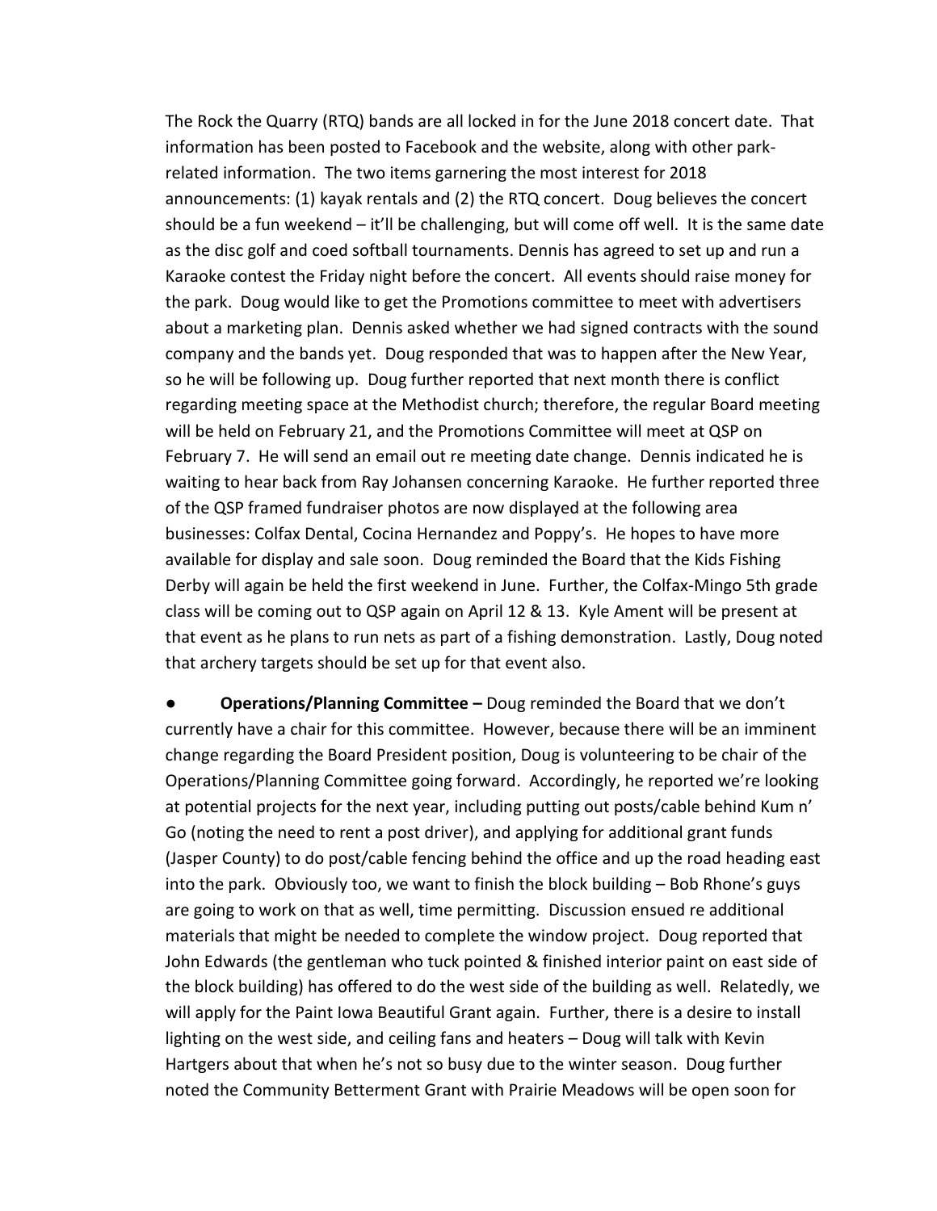The Rock the Quarry (RTQ) bands are all locked in for the June 2018 concert date. That information has been posted to Facebook and the website, along with other park-related information. The two items garnering the most interest for 2018 announcements: (1) kayak rentals and (2) the RTQ concert. Doug believes the concert should be a fun weekend – it'll be challenging, but will come off well. It is the same date as the disc golf and coed softball tournaments. Dennis has agreed to set up and run a Karaoke contest the Friday night before the concert. All events should raise money for the park. Doug would like to get the Promotions committee to meet with advertisers about a marketing plan. Dennis asked whether we had signed contracts with the sound company and the bands yet. Doug responded that was to happen after the New Year, so he will be following up. Doug further reported that next month there is conflict regarding meeting space at the Methodist church; therefore, the regular Board meeting will be held on February 21, and the Promotions Committee will meet at QSP on February 7. He will send an email out re meeting date change. Dennis indicated he is waiting to hear back from Ray Johansen concerning Karaoke. He further reported three of the QSP framed fundraiser photos are now displayed at the following area businesses: Colfax Dental, Cocina Hernandez and Poppy's. He hopes to have more available for display and sale soon. Doug reminded the Board that the Kids Fishing Derby will again be held the first weekend in June. Further, the Colfax-Mingo 5th grade class will be coming out to QSP again on April 12 & 13. Kyle Ament will be present at that event as he plans to run nets as part of a fishing demonstration. Lastly, Doug noted that archery targets should be set up for that event also.

- **Operations/Planning Committee –** Doug reminded the Board that we don't currently have a chair for this committee. However, because there will be an imminent change regarding the Board President position, Doug is volunteering to be chair of the Operations/Planning Committee going forward. Accordingly, he reported we're looking at potential projects for the next year, including putting out posts/cable behind Kum n' Go (noting the need to rent a post driver), and applying for additional grant funds (Jasper County) to do post/cable fencing behind the office and up the road heading east into the park. Obviously too, we want to finish the block building – Bob Rhone's guys are going to work on that as well, time permitting. Discussion ensued re additional materials that might be needed to complete the window project. Doug reported that John Edwards (the gentleman who tuck pointed & finished interior paint on east side of the block building) has offered to do the west side of the building as well. Relatedly, we will apply for the Paint Iowa Beautiful Grant again. Further, there is a desire to install lighting on the west side, and ceiling fans and heaters – Doug will talk with Kevin Hartgers about that when he's not so busy due to the winter season. Doug further noted the Community Betterment Grant with Prairie Meadows will be open soon for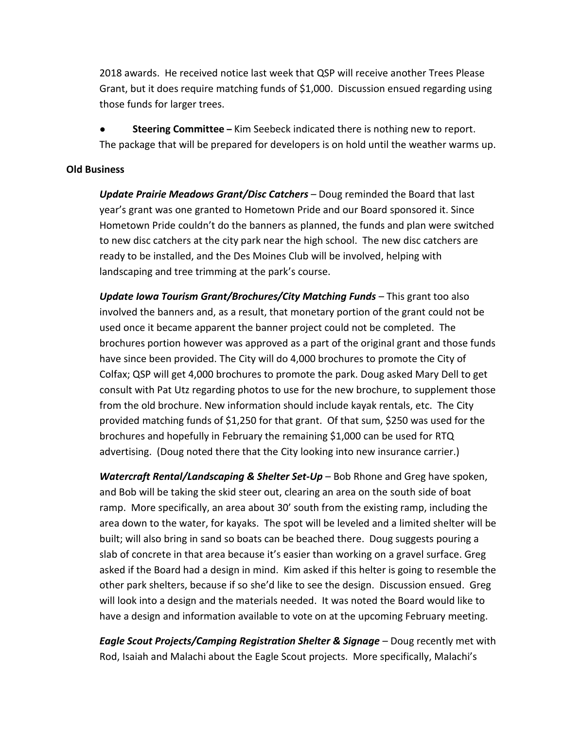2018 awards. He received notice last week that QSP will receive another Trees Please Grant, but it does require matching funds of $1,000. Discussion ensued regarding using those funds for larger trees.

- **Steering Committee –** Kim Seebeck indicated there is nothing new to report. The package that will be prepared for developers is on hold until the weather warms up.

**Old Business**

***Update Prairie Meadows Grant/Disc Catchers*** – Doug reminded the Board that last year's grant was one granted to Hometown Pride and our Board sponsored it. Since Hometown Pride couldn't do the banners as planned, the funds and plan were switched to new disc catchers at the city park near the high school. The new disc catchers are ready to be installed, and the Des Moines Club will be involved, helping with landscaping and tree trimming at the park's course.

***Update Iowa Tourism Grant/Brochures/City Matching Funds*** – This grant too also involved the banners and, as a result, that monetary portion of the grant could not be used once it became apparent the banner project could not be completed. The brochures portion however was approved as a part of the original grant and those funds have since been provided. The City will do 4,000 brochures to promote the City of Colfax; QSP will get 4,000 brochures to promote the park. Doug asked Mary Dell to get consult with Pat Utz regarding photos to use for the new brochure, to supplement those from the old brochure. New information should include kayak rentals, etc. The City provided matching funds of $1,250 for that grant. Of that sum, $250 was used for the brochures and hopefully in February the remaining $1,000 can be used for RTQ advertising. (Doug noted there that the City looking into new insurance carrier.)

***Watercraft Rental/Landscaping & Shelter Set-Up*** – Bob Rhone and Greg have spoken, and Bob will be taking the skid steer out, clearing an area on the south side of boat ramp. More specifically, an area about 30' south from the existing ramp, including the area down to the water, for kayaks. The spot will be leveled and a limited shelter will be built; will also bring in sand so boats can be beached there. Doug suggests pouring a slab of concrete in that area because it's easier than working on a gravel surface. Greg asked if the Board had a design in mind. Kim asked if this helter is going to resemble the other park shelters, because if so she'd like to see the design. Discussion ensued. Greg will look into a design and the materials needed. It was noted the Board would like to have a design and information available to vote on at the upcoming February meeting.

***Eagle Scout Projects/Camping Registration Shelter & Signage*** – Doug recently met with Rod, Isaiah and Malachi about the Eagle Scout projects. More specifically, Malachi's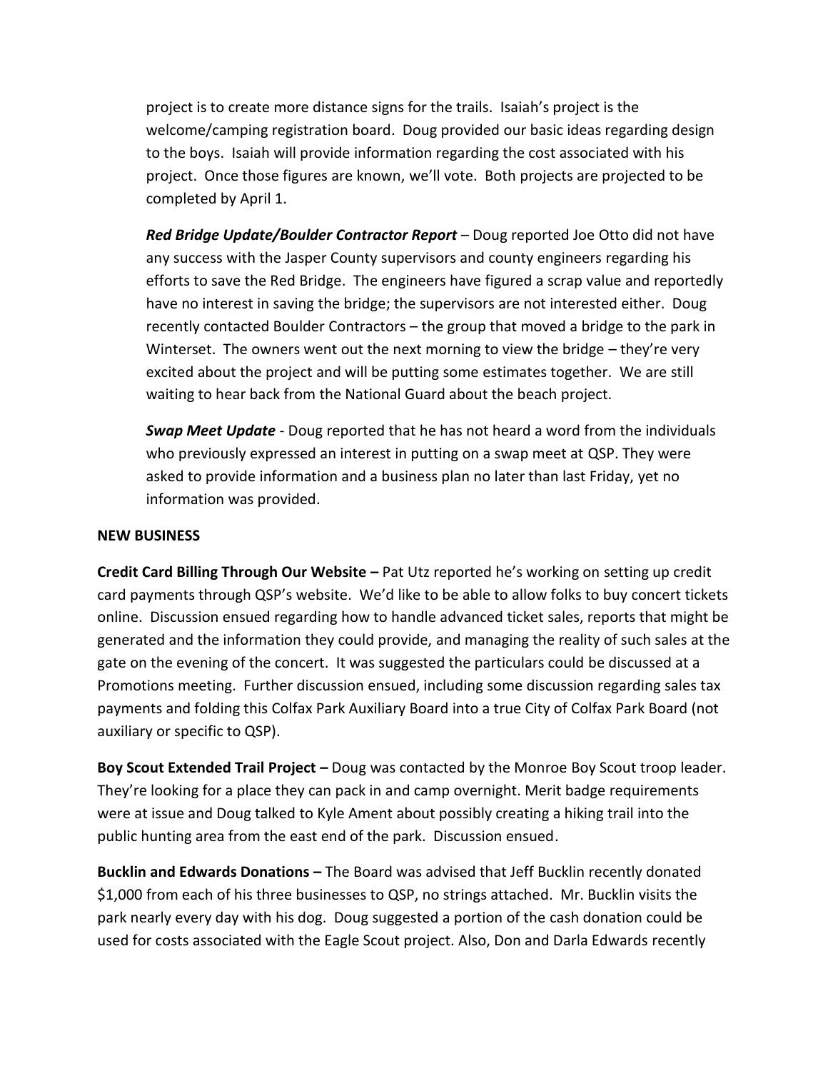project is to create more distance signs for the trails. Isaiah's project is the welcome/camping registration board. Doug provided our basic ideas regarding design to the boys. Isaiah will provide information regarding the cost associated with his project. Once those figures are known, we'll vote. Both projects are projected to be completed by April 1.

***Red Bridge Update/Boulder Contractor Report*** – Doug reported Joe Otto did not have any success with the Jasper County supervisors and county engineers regarding his efforts to save the Red Bridge. The engineers have figured a scrap value and reportedly have no interest in saving the bridge; the supervisors are not interested either. Doug recently contacted Boulder Contractors – the group that moved a bridge to the park in Winterset. The owners went out the next morning to view the bridge – they're very excited about the project and will be putting some estimates together. We are still waiting to hear back from the National Guard about the beach project.

***Swap Meet Update*** - Doug reported that he has not heard a word from the individuals who previously expressed an interest in putting on a swap meet at QSP. They were asked to provide information and a business plan no later than last Friday, yet no information was provided.

**NEW BUSINESS**

**Credit Card Billing Through Our Website –** Pat Utz reported he's working on setting up credit card payments through QSP's website. We'd like to be able to allow folks to buy concert tickets online. Discussion ensued regarding how to handle advanced ticket sales, reports that might be generated and the information they could provide, and managing the reality of such sales at the gate on the evening of the concert. It was suggested the particulars could be discussed at a Promotions meeting. Further discussion ensued, including some discussion regarding sales tax payments and folding this Colfax Park Auxiliary Board into a true City of Colfax Park Board (not auxiliary or specific to QSP).

**Boy Scout Extended Trail Project –** Doug was contacted by the Monroe Boy Scout troop leader. They're looking for a place they can pack in and camp overnight. Merit badge requirements were at issue and Doug talked to Kyle Ament about possibly creating a hiking trail into the public hunting area from the east end of the park. Discussion ensued.

**Bucklin and Edwards Donations –** The Board was advised that Jeff Bucklin recently donated $1,000 from each of his three businesses to QSP, no strings attached. Mr. Bucklin visits the park nearly every day with his dog. Doug suggested a portion of the cash donation could be used for costs associated with the Eagle Scout project. Also, Don and Darla Edwards recently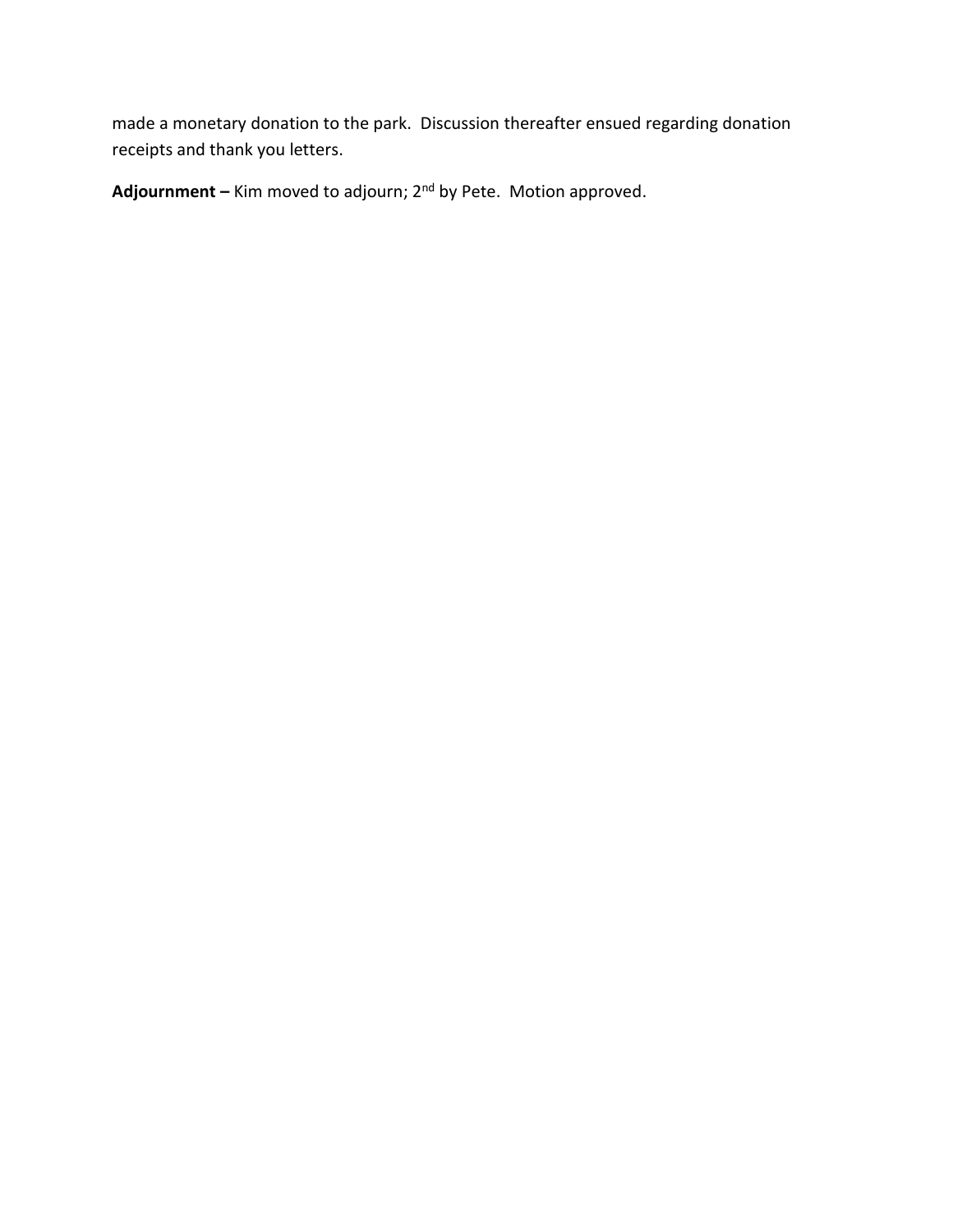made a monetary donation to the park. Discussion thereafter ensued regarding donation receipts and thank you letters.

**Adjournment –** Kim moved to adjourn; 2nd by Pete. Motion approved.